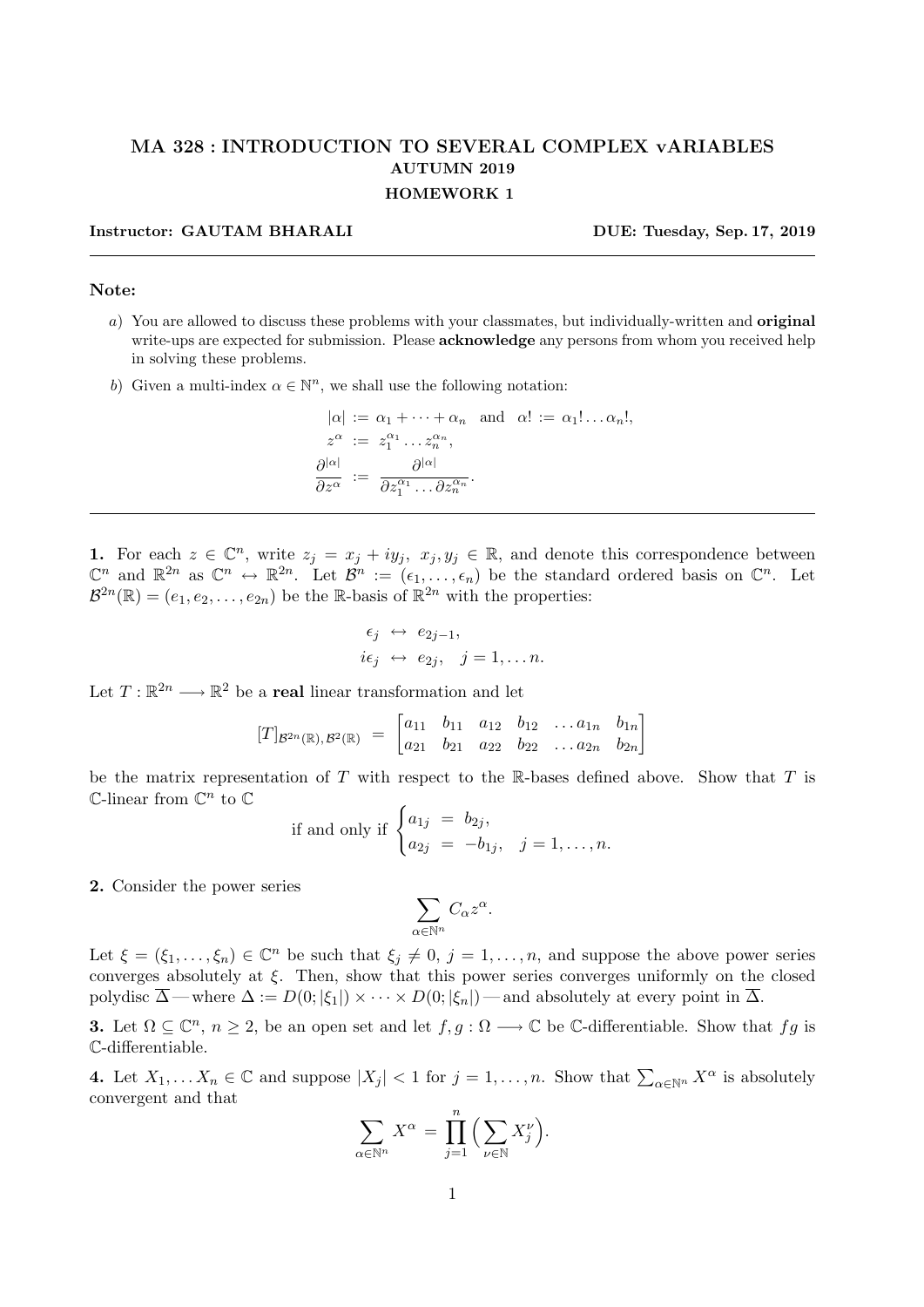# MA 328 : INTRODUCTION TO SEVERAL COMPLEX vARIABLES

### AUTUMN 2019

### HOMEWORK 1

**Instructor: GAUTAM BHARALI** **DUE: Tuesday, Sep. 17, 2019**

---

**Note:**

*a)* You are allowed to discuss these problems with your classmates, but individually-written and **original** write-ups are expected for submission. Please **acknowledge** any persons from whom you received help in solving these problems.

*b)* Given a multi-index $\alpha \in \mathbb{N}^n$, we shall use the following notation:

$$|\alpha| := \alpha_1 + \cdots + \alpha_n \quad \text{and} \quad \alpha! := \alpha_1! \dots \alpha_n!,$$
$$z^\alpha := z_1^{\alpha_1} \dots z_n^{\alpha_n},$$
$$\frac{\partial^{|\alpha|}}{\partial z^\alpha} := \frac{\partial^{|\alpha|}}{\partial z_1^{\alpha_1} \dots \partial z_n^{\alpha_n}}.$$

---

**1.** For each $z \in \mathbb{C}^n$, write $z_j = x_j + iy_j$, $x_j, y_j \in \mathbb{R}$, and denote this correspondence between $\mathbb{C}^n$ and $\mathbb{R}^{2n}$ as $\mathbb{C}^n \leftrightarrow \mathbb{R}^{2n}$. Let $\mathcal{B}^n := (\epsilon_1, \dots, \epsilon_n)$ be the standard ordered basis on $\mathbb{C}^n$. Let $\mathcal{B}^{2n}(\mathbb{R}) = (e_1, e_2, \dots, e_{2n})$ be the $\mathbb{R}$-basis of $\mathbb{R}^{2n}$ with the properties:

$$\epsilon_j \leftrightarrow e_{2j-1},$$
$$i\epsilon_j \leftrightarrow e_{2j}, \quad j = 1, \dots n.$$

Let $T : \mathbb{R}^{2n} \longrightarrow \mathbb{R}^2$ be a **real** linear transformation and let

$$[T]_{\mathcal{B}^{2n}(\mathbb{R}), \mathcal{B}^2(\mathbb{R})} = \begin{bmatrix} a_{11} & b_{11} & a_{12} & b_{12} & \dots a_{1n} & b_{1n} \\ a_{21} & b_{21} & a_{22} & b_{22} & \dots a_{2n} & b_{2n} \end{bmatrix}$$

be the matrix representation of $T$ with respect to the $\mathbb{R}$-bases defined above. Show that $T$ is $\mathbb{C}$-linear from $\mathbb{C}^n$ to $\mathbb{C}$

$$\text{if and only if } \begin{cases} a_{1j} = b_{2j}, \\ a_{2j} = -b_{1j}, \quad j = 1, \dots, n. \end{cases}$$

**2.** Consider the power series

$$\sum_{\alpha \in \mathbb{N}^n} C_\alpha z^\alpha.$$

Let $\xi = (\xi_1, \dots, \xi_n) \in \mathbb{C}^n$ be such that $\xi_j \neq 0$, $j = 1, \dots, n$, and suppose the above power series converges absolutely at $\xi$. Then, show that this power series converges uniformly on the closed polydisc $\overline{\Delta}$ — where $\Delta := D(0; |\xi_1|) \times \cdots \times D(0; |\xi_n|)$ — and absolutely at every point in $\overline{\Delta}$.

**3.** Let $\Omega \subseteq \mathbb{C}^n$, $n \geq 2$, be an open set and let $f, g : \Omega \longrightarrow \mathbb{C}$ be $\mathbb{C}$-differentiable. Show that $fg$ is $\mathbb{C}$-differentiable.

**4.** Let $X_1, \dots X_n \in \mathbb{C}$ and suppose $|X_j| < 1$ for $j = 1, \dots, n$. Show that $\sum_{\alpha \in \mathbb{N}^n} X^\alpha$ is absolutely convergent and that

$$\sum_{\alpha \in \mathbb{N}^n} X^\alpha = \prod_{j=1}^{n} \Big( \sum_{\nu \in \mathbb{N}} X_j^\nu \Big).$$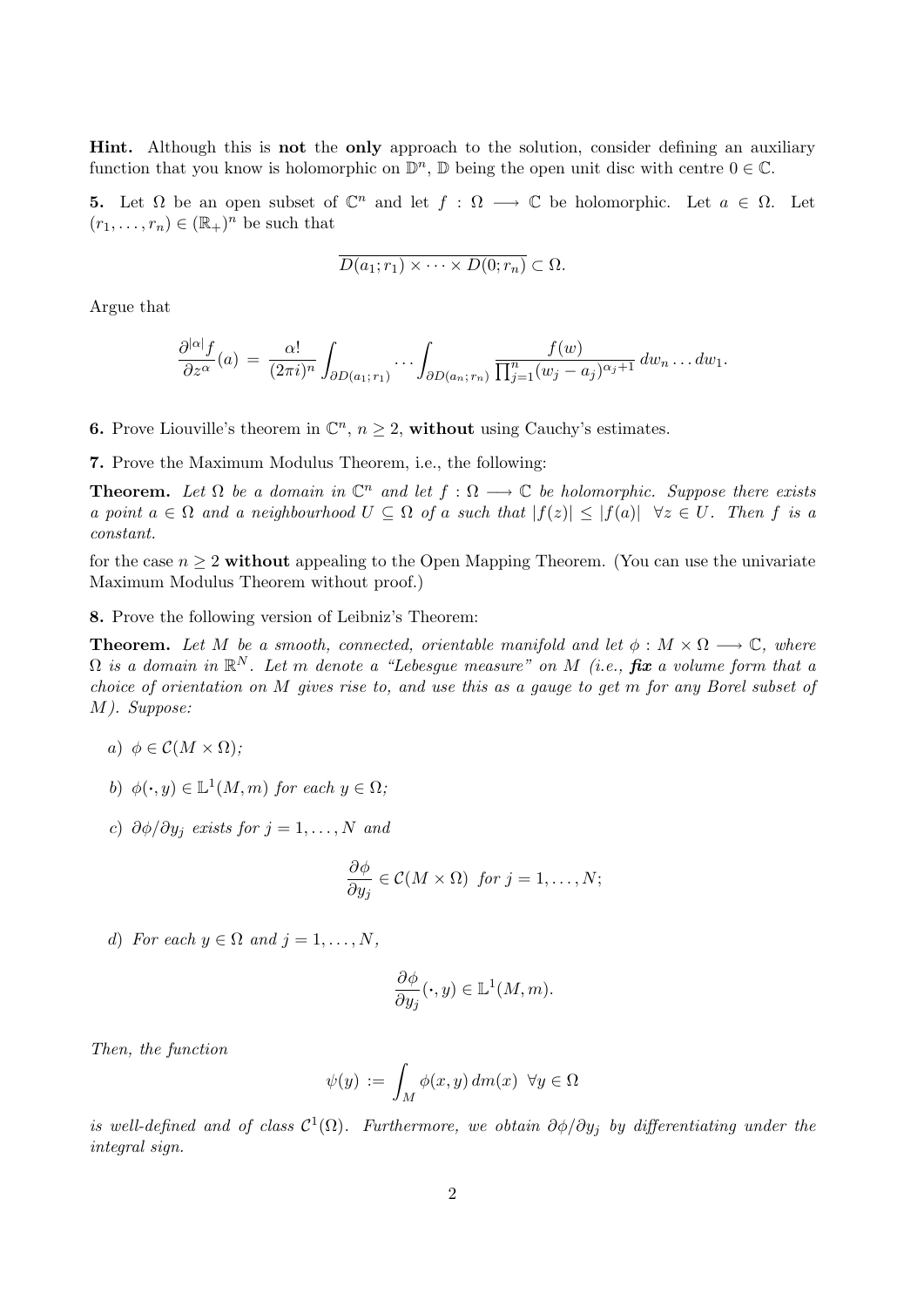**Hint.** Although this is **not** the **only** approach to the solution, consider defining an auxiliary function that you know is holomorphic on $\mathbb{D}^n$, $\mathbb{D}$ being the open unit disc with centre $0 \in \mathbb{C}$.

**5.** Let $\Omega$ be an open subset of $\mathbb{C}^n$ and let $f : \Omega \longrightarrow \mathbb{C}$ be holomorphic. Let $a \in \Omega$. Let $(r_1, \dots, r_n) \in (\mathbb{R}_+)^n$ be such that

$$\overline{D(a_1; r_1) \times \cdots \times D(0; r_n)} \subset \Omega.$$

Argue that

$$\frac{\partial^{|\alpha|} f}{\partial z^\alpha}(a) \;=\; \frac{\alpha!}{(2\pi i)^n} \int_{\partial D(a_1;r_1)} \cdots \int_{\partial D(a_n;r_n)} \frac{f(w)}{\prod_{j=1}^n (w_j - a_j)^{\alpha_j+1}} \, dw_n \dots dw_1.$$

**6.** Prove Liouville's theorem in $\mathbb{C}^n$, $n \geq 2$, **without** using Cauchy's estimates.

**7.** Prove the Maximum Modulus Theorem, i.e., the following:

**Theorem.** *Let $\Omega$ be a domain in $\mathbb{C}^n$ and let $f : \Omega \longrightarrow \mathbb{C}$ be holomorphic. Suppose there exists a point $a \in \Omega$ and a neighbourhood $U \subseteq \Omega$ of $a$ such that $|f(z)| \leq |f(a)| \;\; \forall z \in U$. Then $f$ is a constant.*

for the case $n \geq 2$ **without** appealing to the Open Mapping Theorem. (You can use the univariate Maximum Modulus Theorem without proof.)

**8.** Prove the following version of Leibniz's Theorem:

**Theorem.** *Let $M$ be a smooth, connected, orientable manifold and let $\phi : M \times \Omega \longrightarrow \mathbb{C}$, where $\Omega$ is a domain in $\mathbb{R}^N$. Let $m$ denote a "Lebesgue measure" on $M$ (i.e., **fix** a volume form that a choice of orientation on $M$ gives rise to, and use this as a gauge to get $m$ for any Borel subset of $M$). Suppose:*

*a) $\phi \in \mathcal{C}(M \times \Omega)$;*

*b) $\phi(\boldsymbol{\cdot}, y) \in \mathbb{L}^1(M, m)$ for each $y \in \Omega$;*

*c) $\partial\phi/\partial y_j$ exists for $j = 1, \dots, N$ and*

$$\frac{\partial \phi}{\partial y_j} \in \mathcal{C}(M \times \Omega) \;\text{ for } j = 1, \dots, N;$$

*d) For each $y \in \Omega$ and $j = 1, \dots, N$,*

$$\frac{\partial \phi}{\partial y_j}(\boldsymbol{\cdot}, y) \in \mathbb{L}^1(M, m).$$

*Then, the function*

$$\psi(y) := \int_M \phi(x, y) \, dm(x) \;\; \forall y \in \Omega$$

*is well-defined and of class $\mathcal{C}^1(\Omega)$. Furthermore, we obtain $\partial\phi/\partial y_j$ by differentiating under the integral sign.*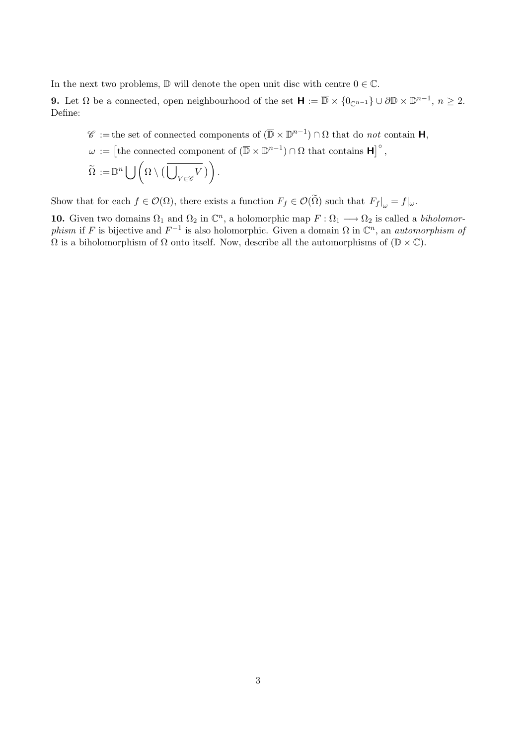In the next two problems, $\mathbb{D}$ will denote the open unit disc with centre $0 \in \mathbb{C}$.

**9.** Let $\Omega$ be a connected, open neighbourhood of the set $\mathsf{H} := \overline{\mathbb{D}} \times \{0_{\mathbb{C}^{n-1}}\} \cup \partial\mathbb{D} \times \mathbb{D}^{n-1}$, $n \geq 2$. Define:

$$\mathscr{C} := \text{the set of connected components of } (\overline{\mathbb{D}} \times \mathbb{D}^{n-1}) \cap \Omega \text{ that do } \textit{not} \text{ contain } \mathsf{H},$$

$$\omega := \big[\text{the connected component of } (\overline{\mathbb{D}} \times \mathbb{D}^{n-1}) \cap \Omega \text{ that contains } \mathsf{H}\big]^{\circ},$$

$$\widetilde{\Omega} := \mathbb{D}^n \bigcup \Big( \Omega \setminus \big( \overline{\textstyle\bigcup_{V \in \mathscr{C}} V} \big) \Big).$$

Show that for each $f \in \mathcal{O}(\Omega)$, there exists a function $F_f \in \mathcal{O}(\widetilde{\Omega})$ such that $F_f\big|_{\omega} = f|_{\omega}$.

**10.** Given two domains $\Omega_1$ and $\Omega_2$ in $\mathbb{C}^n$, a holomorphic map $F : \Omega_1 \longrightarrow \Omega_2$ is called a *biholomorphism* if $F$ is bijective and $F^{-1}$ is also holomorphic. Given a domain $\Omega$ in $\mathbb{C}^n$, an *automorphism of* $\Omega$ is a biholomorphism of $\Omega$ onto itself. Now, describe all the automorphisms of $(\mathbb{D} \times \mathbb{C})$.